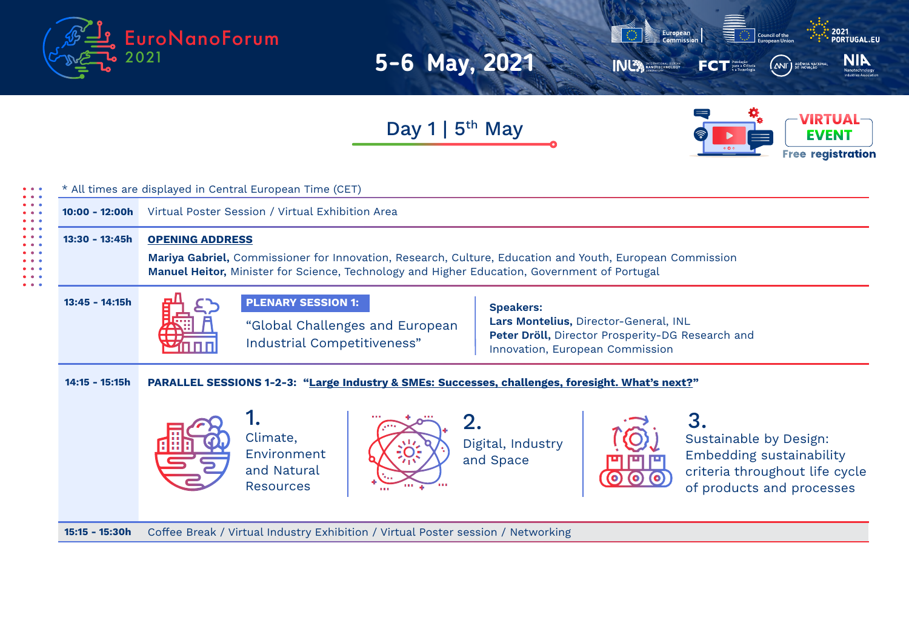# EuroNanoForum 2021

## 5-6 May, 2021

European Commission | Council of the European Union | 2021 PORTUGAL.EU | INL | FCT | ANI | NIA

### Day 1 | 5th May

**VIRTUAL EVENT**
Free registration

\* All times are displayed in Central European Time (CET)

**10:00 - 12:00h** Virtual Poster Session / Virtual Exhibition Area

**13:30 - 13:45h** **OPENING ADDRESS**

**Mariya Gabriel,** Commissioner for Innovation, Research, Culture, Education and Youth, European Commission
**Manuel Heitor,** Minister for Science, Technology and Higher Education, Government of Portugal

**13:45 - 14:15h** **PLENARY SESSION 1:**

"Global Challenges and European Industrial Competitiveness"

**Speakers:**
**Lars Montelius,** Director-General, INL
**Peter Dröll,** Director Prosperity-DG Research and Innovation, European Commission

**14:15 - 15:15h** **PARALLEL SESSIONS 1-2-3: "Large Industry & SMEs: Successes, challenges, foresight. What's next?"**

1. Climate, Environment and Natural Resources
2. Digital, Industry and Space
3. Sustainable by Design: Embedding sustainability criteria throughout life cycle of products and processes

**15:15 - 15:30h** Coffee Break / Virtual Industry Exhibition / Virtual Poster session / Networking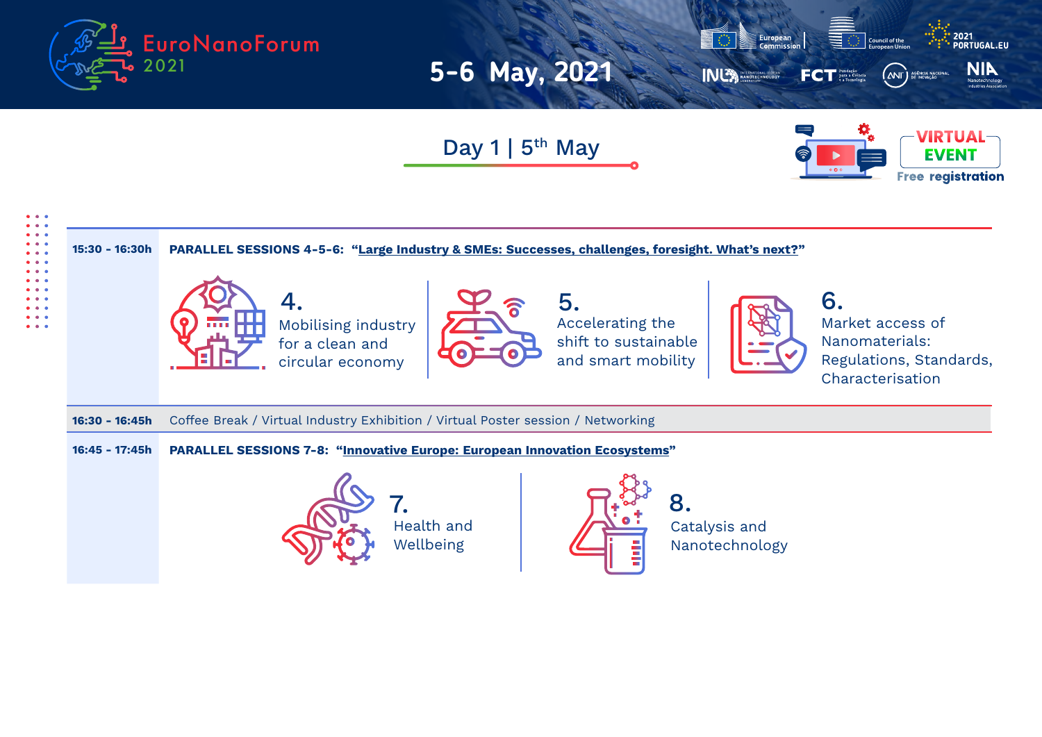# EuroNanoForum 2021

## 5-6 May, 2021

European Commission | Council of the European Union | 2021 PORTUGAL.EU

INL International Iberian Nanotechnology Laboratory | FCT Fundação para a Ciência e a Tecnologia | ANI Agência Nacional de Inovação | NIA Nanotechnology Industries Association

## Day 1 | 5th May

VIRTUAL EVENT

Free registration

| Time | Programme |
|---|---|
| **15:30 - 16:30h** | **PARALLEL SESSIONS 4-5-6: "Large Industry & SMEs: Successes, challenges, foresight. What's next?"** |
| | **4.** Mobilising industry for a clean and circular economy |
| | **5.** Accelerating the shift to sustainable and smart mobility |
| | **6.** Market access of Nanomaterials: Regulations, Standards, Characterisation |
| **16:30 - 16:45h** | Coffee Break / Virtual Industry Exhibition / Virtual Poster session / Networking |
| **16:45 - 17:45h** | **PARALLEL SESSIONS 7-8: "Innovative Europe: European Innovation Ecosystems"** |
| | **7.** Health and Wellbeing |
| | **8.** Catalysis and Nanotechnology |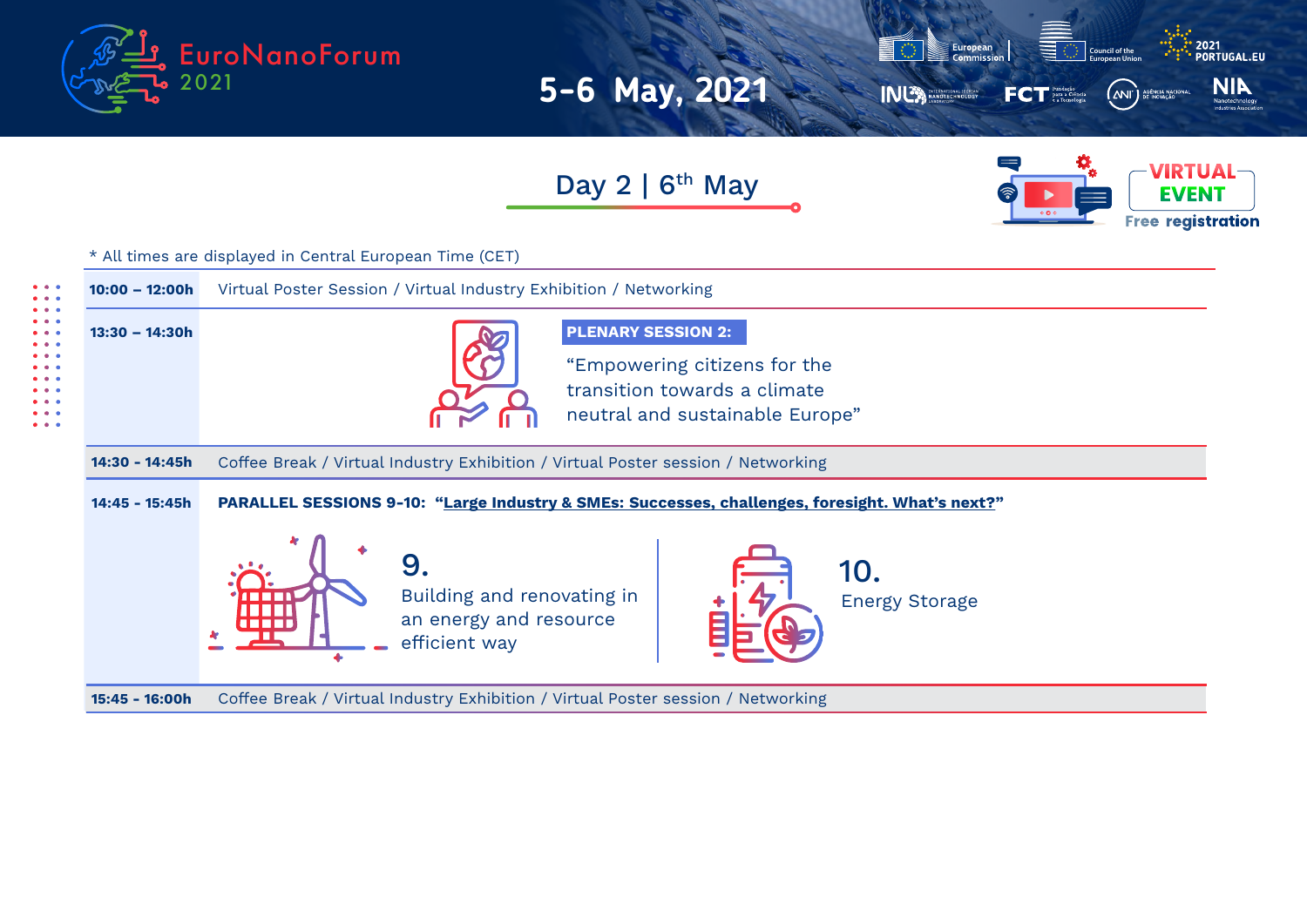# EuroNanoForum 2021

**5-6 May, 2021**

European Commission | Council of the European Union | 2021 PORTUGAL.EU | INL International Iberian Nanotechnology Laboratory | FCT Fundação para a Ciência e a Tecnologia | ANI Agência Nacional de Inovação | NIA Nanotechnology Industries Association

## Day 2 | 6th May

**VIRTUAL EVENT**
**Free registration**

* All times are displayed in Central European Time (CET)

| Time | Session |
|---|---|
| **10:00 – 12:00h** | Virtual Poster Session / Virtual Industry Exhibition / Networking |
| **13:30 – 14:30h** | **PLENARY SESSION 2:** "Empowering citizens for the transition towards a climate neutral and sustainable Europe" |
| **14:30 - 14:45h** | Coffee Break / Virtual Industry Exhibition / Virtual Poster session / Networking |
| **14:45 - 15:45h** | **PARALLEL SESSIONS 9-10: "Large Industry & SMEs: Successes, challenges, foresight. What's next?"**<br>**9.** Building and renovating in an energy and resource efficient way<br>**10.** Energy Storage |
| **15:45 - 16:00h** | Coffee Break / Virtual Industry Exhibition / Virtual Poster session / Networking |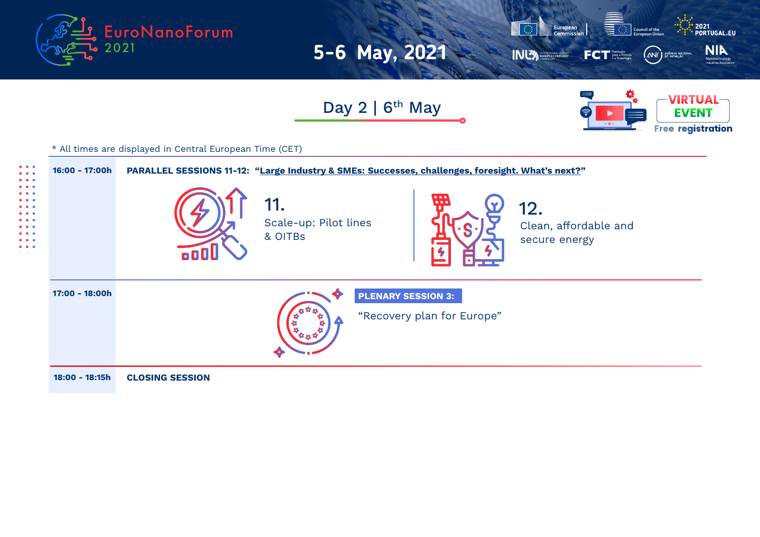EuroNanoForum 2021

5-6 May, 2021

## Day 2 | 6th May

VIRTUAL EVENT

Free registration

* All times are displayed in Central European Time (CET)

**16:00 - 17:00h**

**PARALLEL SESSIONS 11-12: “Large Industry & SMEs: Successes, challenges, foresight. What’s next?”**

**11.** Scale-up: Pilot lines & OITBs

**12.** Clean, affordable and secure energy

**17:00 - 18:00h**

**PLENARY SESSION 3:**

“Recovery plan for Europe”

**18:00 - 18:15h**

**CLOSING SESSION**